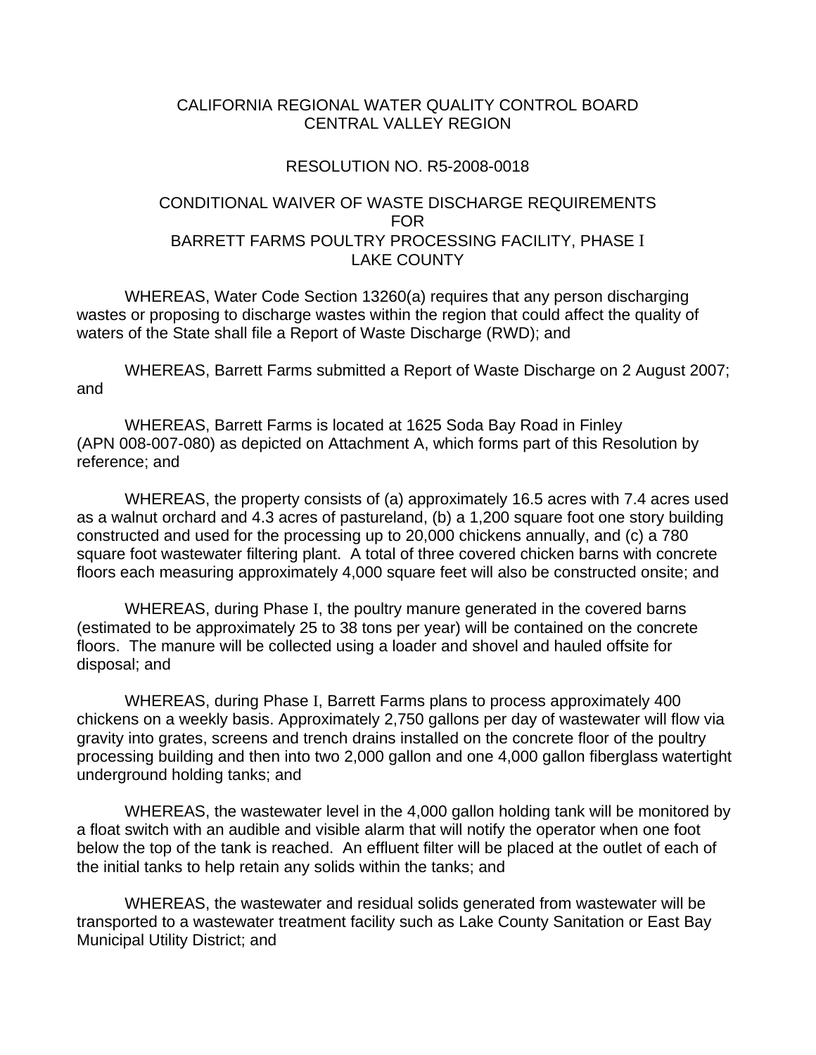# CALIFORNIA REGIONAL WATER QUALITY CONTROL BOARD
# CENTRAL VALLEY REGION

## RESOLUTION NO. R5-2008-0018

## CONDITIONAL WAIVER OF WASTE DISCHARGE REQUIREMENTS FOR BARRETT FARMS POULTRY PROCESSING FACILITY, PHASE I LAKE COUNTY

WHEREAS, Water Code Section 13260(a) requires that any person discharging wastes or proposing to discharge wastes within the region that could affect the quality of waters of the State shall file a Report of Waste Discharge (RWD); and

WHEREAS, Barrett Farms submitted a Report of Waste Discharge on 2 August 2007; and

WHEREAS, Barrett Farms is located at 1625 Soda Bay Road in Finley (APN 008-007-080) as depicted on Attachment A, which forms part of this Resolution by reference; and

WHEREAS, the property consists of (a) approximately 16.5 acres with 7.4 acres used as a walnut orchard and 4.3 acres of pastureland, (b) a 1,200 square foot one story building constructed and used for the processing up to 20,000 chickens annually, and (c) a 780 square foot wastewater filtering plant. A total of three covered chicken barns with concrete floors each measuring approximately 4,000 square feet will also be constructed onsite; and

WHEREAS, during Phase I, the poultry manure generated in the covered barns (estimated to be approximately 25 to 38 tons per year) will be contained on the concrete floors. The manure will be collected using a loader and shovel and hauled offsite for disposal; and

WHEREAS, during Phase I, Barrett Farms plans to process approximately 400 chickens on a weekly basis. Approximately 2,750 gallons per day of wastewater will flow via gravity into grates, screens and trench drains installed on the concrete floor of the poultry processing building and then into two 2,000 gallon and one 4,000 gallon fiberglass watertight underground holding tanks; and

WHEREAS, the wastewater level in the 4,000 gallon holding tank will be monitored by a float switch with an audible and visible alarm that will notify the operator when one foot below the top of the tank is reached. An effluent filter will be placed at the outlet of each of the initial tanks to help retain any solids within the tanks; and

WHEREAS, the wastewater and residual solids generated from wastewater will be transported to a wastewater treatment facility such as Lake County Sanitation or East Bay Municipal Utility District; and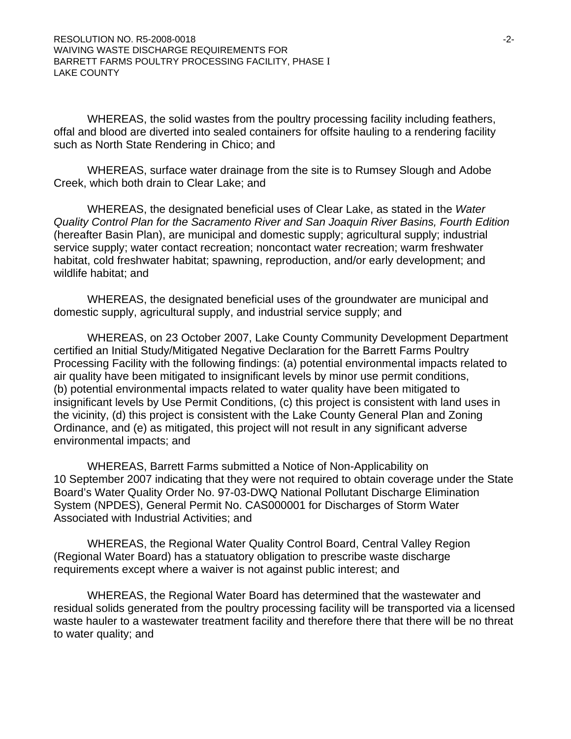WHEREAS, the solid wastes from the poultry processing facility including feathers, offal and blood are diverted into sealed containers for offsite hauling to a rendering facility such as North State Rendering in Chico; and

WHEREAS, surface water drainage from the site is to Rumsey Slough and Adobe Creek, which both drain to Clear Lake; and

WHEREAS, the designated beneficial uses of Clear Lake, as stated in the *Water Quality Control Plan for the Sacramento River and San Joaquin River Basins, Fourth Edition* (hereafter Basin Plan), are municipal and domestic supply; agricultural supply; industrial service supply; water contact recreation; noncontact water recreation; warm freshwater habitat, cold freshwater habitat; spawning, reproduction, and/or early development; and wildlife habitat; and

WHEREAS, the designated beneficial uses of the groundwater are municipal and domestic supply, agricultural supply, and industrial service supply; and

WHEREAS, on 23 October 2007, Lake County Community Development Department certified an Initial Study/Mitigated Negative Declaration for the Barrett Farms Poultry Processing Facility with the following findings: (a) potential environmental impacts related to air quality have been mitigated to insignificant levels by minor use permit conditions, (b) potential environmental impacts related to water quality have been mitigated to insignificant levels by Use Permit Conditions, (c) this project is consistent with land uses in the vicinity, (d) this project is consistent with the Lake County General Plan and Zoning Ordinance, and (e) as mitigated, this project will not result in any significant adverse environmental impacts; and

WHEREAS, Barrett Farms submitted a Notice of Non-Applicability on 10 September 2007 indicating that they were not required to obtain coverage under the State Board's Water Quality Order No. 97-03-DWQ National Pollutant Discharge Elimination System (NPDES), General Permit No. CAS000001 for Discharges of Storm Water Associated with Industrial Activities; and

WHEREAS, the Regional Water Quality Control Board, Central Valley Region (Regional Water Board) has a statuatory obligation to prescribe waste discharge requirements except where a waiver is not against public interest; and

WHEREAS, the Regional Water Board has determined that the wastewater and residual solids generated from the poultry processing facility will be transported via a licensed waste hauler to a wastewater treatment facility and therefore there that there will be no threat to water quality; and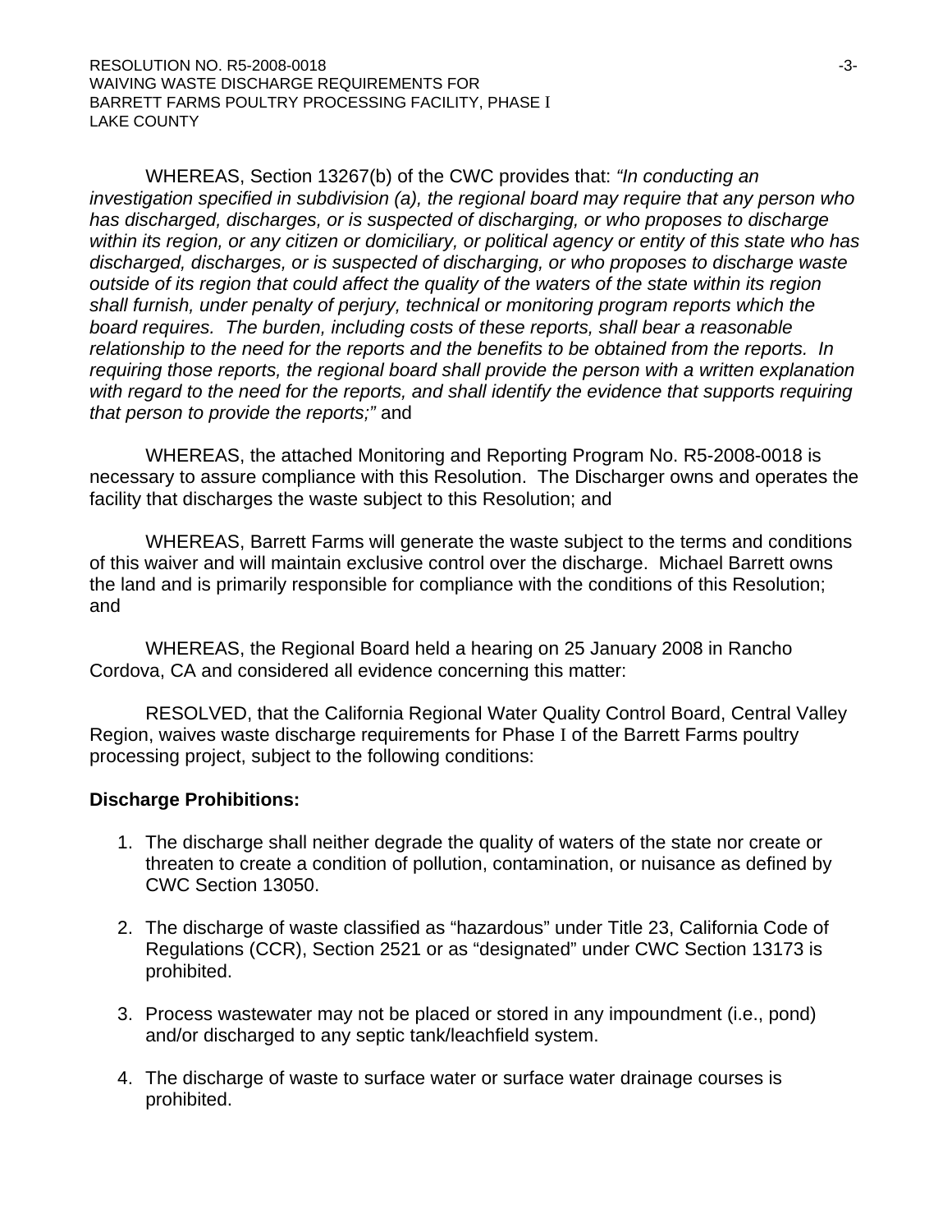WHEREAS, Section 13267(b) of the CWC provides that: *"In conducting an investigation specified in subdivision (a), the regional board may require that any person who has discharged, discharges, or is suspected of discharging, or who proposes to discharge within its region, or any citizen or domiciliary, or political agency or entity of this state who has discharged, discharges, or is suspected of discharging, or who proposes to discharge waste outside of its region that could affect the quality of the waters of the state within its region shall furnish, under penalty of perjury, technical or monitoring program reports which the board requires. The burden, including costs of these reports, shall bear a reasonable relationship to the need for the reports and the benefits to be obtained from the reports. In requiring those reports, the regional board shall provide the person with a written explanation with regard to the need for the reports, and shall identify the evidence that supports requiring that person to provide the reports;"* and

WHEREAS, the attached Monitoring and Reporting Program No. R5-2008-0018 is necessary to assure compliance with this Resolution. The Discharger owns and operates the facility that discharges the waste subject to this Resolution; and

WHEREAS, Barrett Farms will generate the waste subject to the terms and conditions of this waiver and will maintain exclusive control over the discharge. Michael Barrett owns the land and is primarily responsible for compliance with the conditions of this Resolution; and

WHEREAS, the Regional Board held a hearing on 25 January 2008 in Rancho Cordova, CA and considered all evidence concerning this matter:

RESOLVED, that the California Regional Water Quality Control Board, Central Valley Region, waives waste discharge requirements for Phase I of the Barrett Farms poultry processing project, subject to the following conditions:

**Discharge Prohibitions:**

1. The discharge shall neither degrade the quality of waters of the state nor create or threaten to create a condition of pollution, contamination, or nuisance as defined by CWC Section 13050.

2. The discharge of waste classified as "hazardous" under Title 23, California Code of Regulations (CCR), Section 2521 or as "designated" under CWC Section 13173 is prohibited.

3. Process wastewater may not be placed or stored in any impoundment (i.e., pond) and/or discharged to any septic tank/leachfield system.

4. The discharge of waste to surface water or surface water drainage courses is prohibited.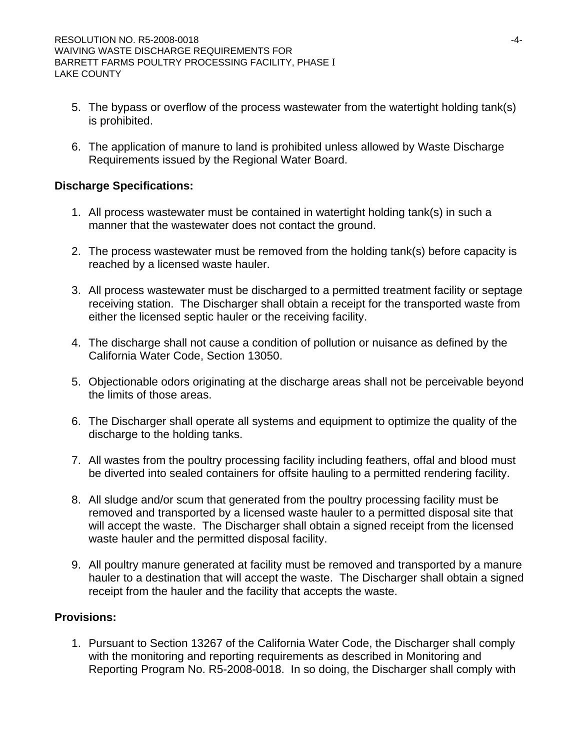5. The bypass or overflow of the process wastewater from the watertight holding tank(s) is prohibited.

6. The application of manure to land is prohibited unless allowed by Waste Discharge Requirements issued by the Regional Water Board.

**Discharge Specifications:**

1. All process wastewater must be contained in watertight holding tank(s) in such a manner that the wastewater does not contact the ground.

2. The process wastewater must be removed from the holding tank(s) before capacity is reached by a licensed waste hauler.

3. All process wastewater must be discharged to a permitted treatment facility or septage receiving station. The Discharger shall obtain a receipt for the transported waste from either the licensed septic hauler or the receiving facility.

4. The discharge shall not cause a condition of pollution or nuisance as defined by the California Water Code, Section 13050.

5. Objectionable odors originating at the discharge areas shall not be perceivable beyond the limits of those areas.

6. The Discharger shall operate all systems and equipment to optimize the quality of the discharge to the holding tanks.

7. All wastes from the poultry processing facility including feathers, offal and blood must be diverted into sealed containers for offsite hauling to a permitted rendering facility.

8. All sludge and/or scum that generated from the poultry processing facility must be removed and transported by a licensed waste hauler to a permitted disposal site that will accept the waste. The Discharger shall obtain a signed receipt from the licensed waste hauler and the permitted disposal facility.

9. All poultry manure generated at facility must be removed and transported by a manure hauler to a destination that will accept the waste. The Discharger shall obtain a signed receipt from the hauler and the facility that accepts the waste.

**Provisions:**

1. Pursuant to Section 13267 of the California Water Code, the Discharger shall comply with the monitoring and reporting requirements as described in Monitoring and Reporting Program No. R5-2008-0018. In so doing, the Discharger shall comply with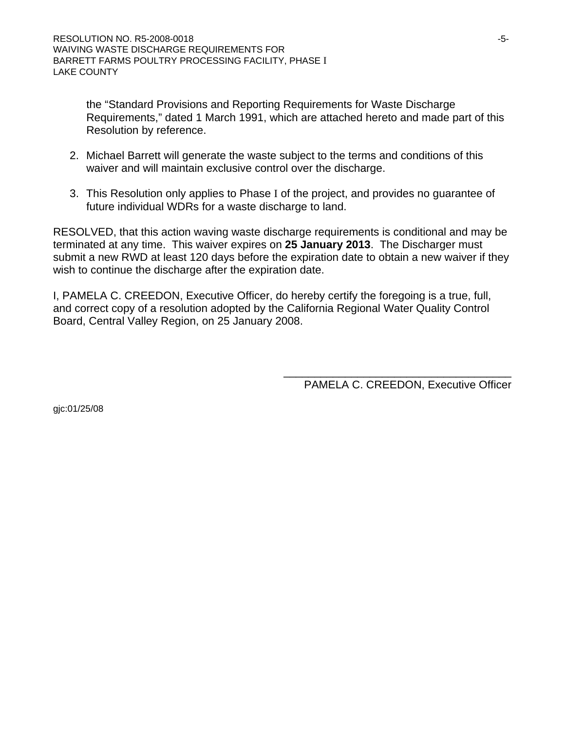the "Standard Provisions and Reporting Requirements for Waste Discharge Requirements," dated 1 March 1991, which are attached hereto and made part of this Resolution by reference.

2. Michael Barrett will generate the waste subject to the terms and conditions of this waiver and will maintain exclusive control over the discharge.

3. This Resolution only applies to Phase I of the project, and provides no guarantee of future individual WDRs for a waste discharge to land.

RESOLVED, that this action waving waste discharge requirements is conditional and may be terminated at any time. This waiver expires on **25 January 2013**. The Discharger must submit a new RWD at least 120 days before the expiration date to obtain a new waiver if they wish to continue the discharge after the expiration date.

I, PAMELA C. CREEDON, Executive Officer, do hereby certify the foregoing is a true, full, and correct copy of a resolution adopted by the California Regional Water Quality Control Board, Central Valley Region, on 25 January 2008.

\_\_\_\_\_\_\_\_\_\_\_\_\_\_\_\_\_\_\_\_\_\_\_\_\_\_\_\_\_\_\_\_\_\_\_\_\_\_

PAMELA C. CREEDON, Executive Officer

gjc:01/25/08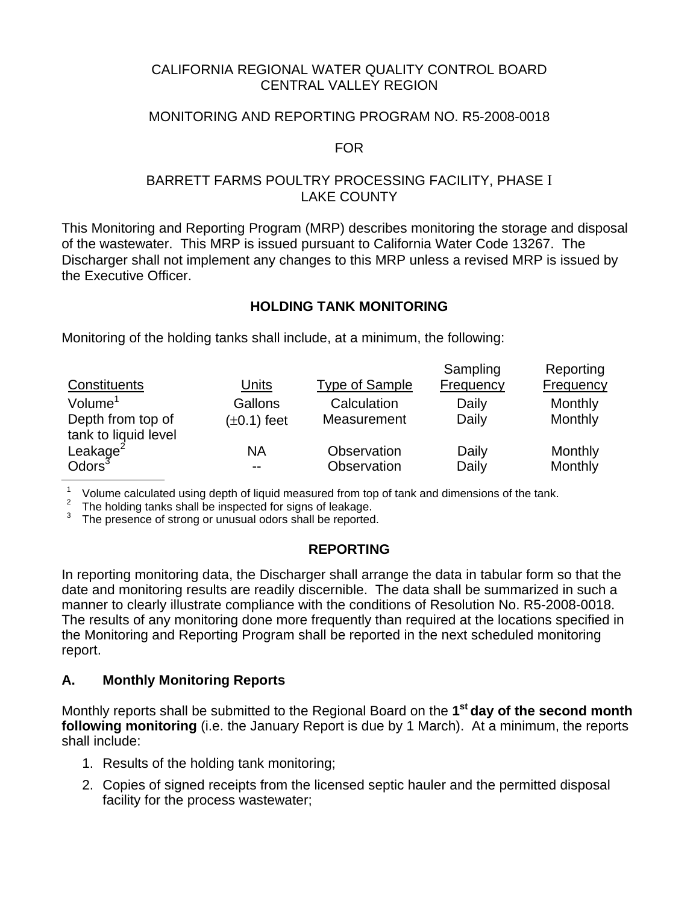CALIFORNIA REGIONAL WATER QUALITY CONTROL BOARD
CENTRAL VALLEY REGION

MONITORING AND REPORTING PROGRAM NO. R5-2008-0018

FOR

BARRETT FARMS POULTRY PROCESSING FACILITY, PHASE I
LAKE COUNTY

This Monitoring and Reporting Program (MRP) describes monitoring the storage and disposal of the wastewater. This MRP is issued pursuant to California Water Code 13267. The Discharger shall not implement any changes to this MRP unless a revised MRP is issued by the Executive Officer.

## HOLDING TANK MONITORING

Monitoring of the holding tanks shall include, at a minimum, the following:

| Constituents | Units | Type of Sample | Sampling Frequency | Reporting Frequency |
|---|---|---|---|---|
| Volume[1] | Gallons | Calculation | Daily | Monthly |
| Depth from top of tank to liquid level | (±0.1) feet | Measurement | Daily | Monthly |
| Leakage[2] | NA | Observation | Daily | Monthly |
| Odors[3] | -- | Observation | Daily | Monthly |

[1] Volume calculated using depth of liquid measured from top of tank and dimensions of the tank.
[2] The holding tanks shall be inspected for signs of leakage.
[3] The presence of strong or unusual odors shall be reported.

## REPORTING

In reporting monitoring data, the Discharger shall arrange the data in tabular form so that the date and monitoring results are readily discernible. The data shall be summarized in such a manner to clearly illustrate compliance with the conditions of Resolution No. R5-2008-0018. The results of any monitoring done more frequently than required at the locations specified in the Monitoring and Reporting Program shall be reported in the next scheduled monitoring report.

### A. Monthly Monitoring Reports

Monthly reports shall be submitted to the Regional Board on the **1st day of the second month following monitoring** (i.e. the January Report is due by 1 March). At a minimum, the reports shall include:

1. Results of the holding tank monitoring;
2. Copies of signed receipts from the licensed septic hauler and the permitted disposal facility for the process wastewater;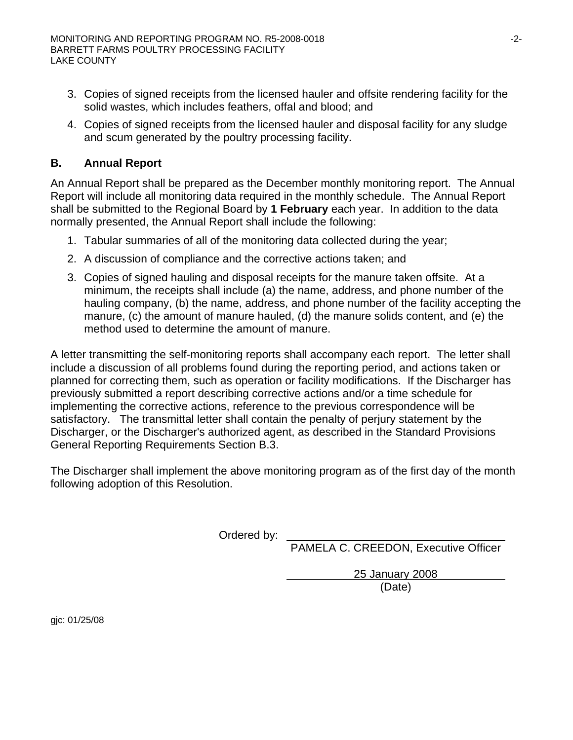3. Copies of signed receipts from the licensed hauler and offsite rendering facility for the solid wastes, which includes feathers, offal and blood; and

4. Copies of signed receipts from the licensed hauler and disposal facility for any sludge and scum generated by the poultry processing facility.

## B. Annual Report

An Annual Report shall be prepared as the December monthly monitoring report. The Annual Report will include all monitoring data required in the monthly schedule. The Annual Report shall be submitted to the Regional Board by **1 February** each year. In addition to the data normally presented, the Annual Report shall include the following:

1. Tabular summaries of all of the monitoring data collected during the year;

2. A discussion of compliance and the corrective actions taken; and

3. Copies of signed hauling and disposal receipts for the manure taken offsite. At a minimum, the receipts shall include (a) the name, address, and phone number of the hauling company, (b) the name, address, and phone number of the facility accepting the manure, (c) the amount of manure hauled, (d) the manure solids content, and (e) the method used to determine the amount of manure.

A letter transmitting the self-monitoring reports shall accompany each report. The letter shall include a discussion of all problems found during the reporting period, and actions taken or planned for correcting them, such as operation or facility modifications. If the Discharger has previously submitted a report describing corrective actions and/or a time schedule for implementing the corrective actions, reference to the previous correspondence will be satisfactory. The transmittal letter shall contain the penalty of perjury statement by the Discharger, or the Discharger's authorized agent, as described in the Standard Provisions General Reporting Requirements Section B.3.

The Discharger shall implement the above monitoring program as of the first day of the month following adoption of this Resolution.

Ordered by: ________________________________

PAMELA C. CREEDON, Executive Officer

25 January 2008

(Date)

gjc: 01/25/08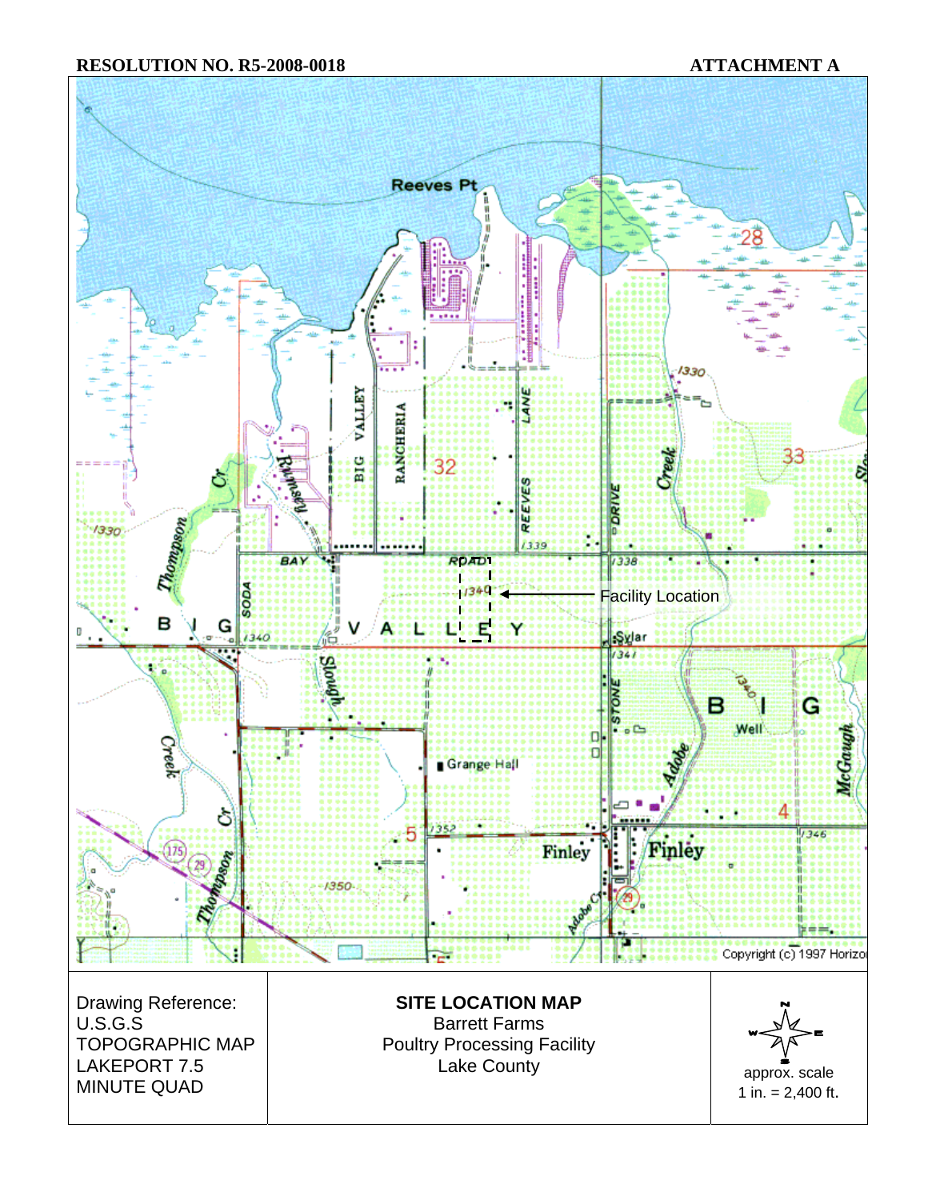RESOLUTION NO. R5-2008-0018

ATTACHMENT A

Reeves Pt

28

1330

33

32

BIG VALLEY

RANCHERIA

REEVES LANE

DRIVE

Creek

Rumsey

Thompson Cr

1330

BAY

ROAD

1339

1338

SODA

1340

Facility Location

B I G V A L L E Y

1340

Sylar

1341

Slough

STONE

B I G

Well

1340

Creek

Grange Hall

Adobe

McGaugh

4

5

1352

Finley

Finley

1346

175

29

Thompson Cr

1350

Adobe Cr

29

Copyright (c) 1997 Horizon

| | | |
|---|---|---|
| Drawing Reference:<br>U.S.G.S<br>TOPOGRAPHIC MAP<br>LAKEPORT 7.5<br>MINUTE QUAD | **SITE LOCATION MAP**<br>Barrett Farms<br>Poultry Processing Facility<br>Lake County | N<br>W E<br>S<br>approx. scale<br>1 in. = 2,400 ft. |